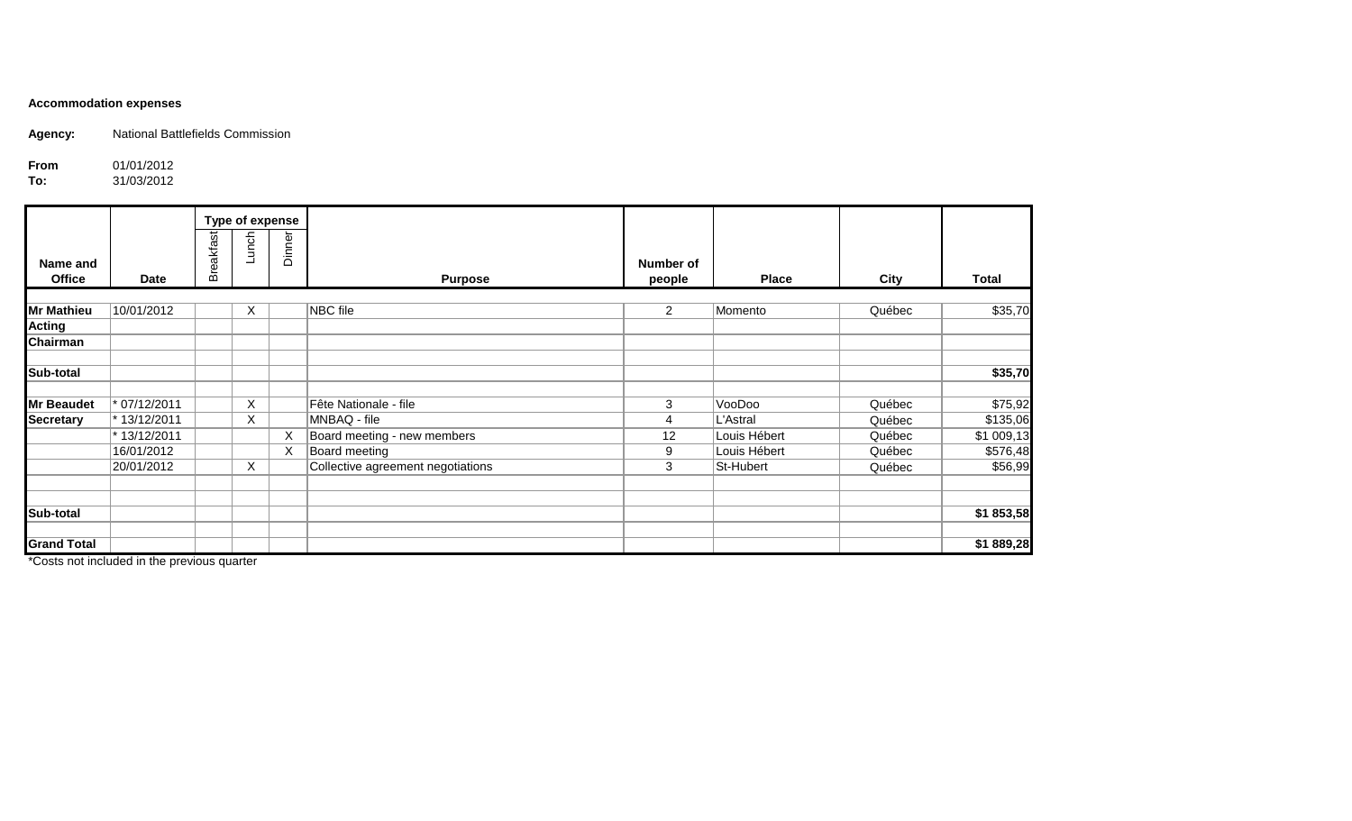**Accommodation expenses**

**Agency:** National Battlefields Commission

**From** 01/01/2012
**To:** 31/03/2012

| Name and Office | Date | Type of expense | | | Purpose | Number of people | Place | City | Total |
|---|---|---|---|---|---|---|---|---|---|
| | | Breakfast | Lunch | Dinner | | | | | |
| **Mr Mathieu** | 10/01/2012 | | X | | NBC file | 2 | Momento | Québec | $35,70 |
| **Acting** | | | | | | | | | |
| **Chairman** | | | | | | | | | |
| | | | | | | | | | |
| **Sub-total** | | | | | | | | | **$35,70** |
| | | | | | | | | | |
| **Mr Beaudet** | * 07/12/2011 | | X | | Fête Nationale - file | 3 | VooDoo | Québec | $75,92 |
| **Secretary** | * 13/12/2011 | | X | | MNBAQ - file | 4 | L'Astral | Québec | $135,06 |
| | * 13/12/2011 | | | X | Board meeting - new members | 12 | Louis Hébert | Québec | $1 009,13 |
| | 16/01/2012 | | | X | Board meeting | 9 | Louis Hébert | Québec | $576,48 |
| | 20/01/2012 | | X | | Collective agreement negotiations | 3 | St-Hubert | Québec | $56,99 |
| | | | | | | | | | |
| | | | | | | | | | |
| **Sub-total** | | | | | | | | | **$1 853,58** |
| | | | | | | | | | |
| **Grand Total** | | | | | | | | | **$1 889,28** |

*Costs not included in the previous quarter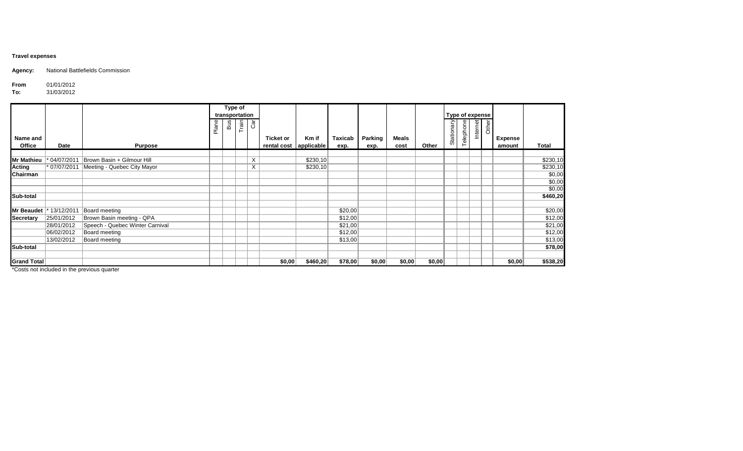**Travel expenses**

**Agency:** National Battlefields Commission

**From** 01/01/2012
**To:** 31/03/2012

| Name and Office | Date | Purpose | Type of transportation: Plane | Bus | Train | Car | Ticket or rental cost | Km if applicable | Taxicab exp. | Parking exp. | Meals cost | Other | Type of expense: Stationary | Telephone | Internet | Other | Expense amount | Total |
|---|---|---|---|---|---|---|---|---|---|---|---|---|---|---|---|---|---|---|
| **Mr Mathieu** | * 04/07/2011 | Brown Basin + Gilmour Hill | | | | X | | $230,10 | | | | | | | | | | $230,10 |
| **Acting** | * 07/07/2011 | Meeting - Quebec City Mayor | | | | X | | $230,10 | | | | | | | | | | $230,10 |
| **Chairman** | | | | | | | | | | | | | | | | | | $0,00 |
| | | | | | | | | | | | | | | | | | | $0,00 |
| | | | | | | | | | | | | | | | | | | $0,00 |
| **Sub-total** | | | | | | | | | | | | | | | | | | **$460,20** |
| **Mr Beaudet** | * 13/12/2011 | Board meeting | | | | | | | $20,00 | | | | | | | | | $20,00 |
| **Secretary** | 25/01/2012 | Brown Basin meeting - QPA | | | | | | | $12,00 | | | | | | | | | $12,00 |
| | 28/01/2012 | Speech - Quebec Winter Carnival | | | | | | | $21,00 | | | | | | | | | $21,00 |
| | 06/02/2012 | Board meeting | | | | | | | $12,00 | | | | | | | | | $12,00 |
| | 13/02/2012 | Board meeting | | | | | | | $13,00 | | | | | | | | | $13,00 |
| **Sub-total** | | | | | | | | | | | | | | | | | | **$78,00** |
| **Grand Total** | | | | | | | **$0,00** | **$460,20** | **$78,00** | **$0,00** | **$0,00** | **$0,00** | | | | | **$0,00** | **$538,20** |

*Costs not included in the previous quarter